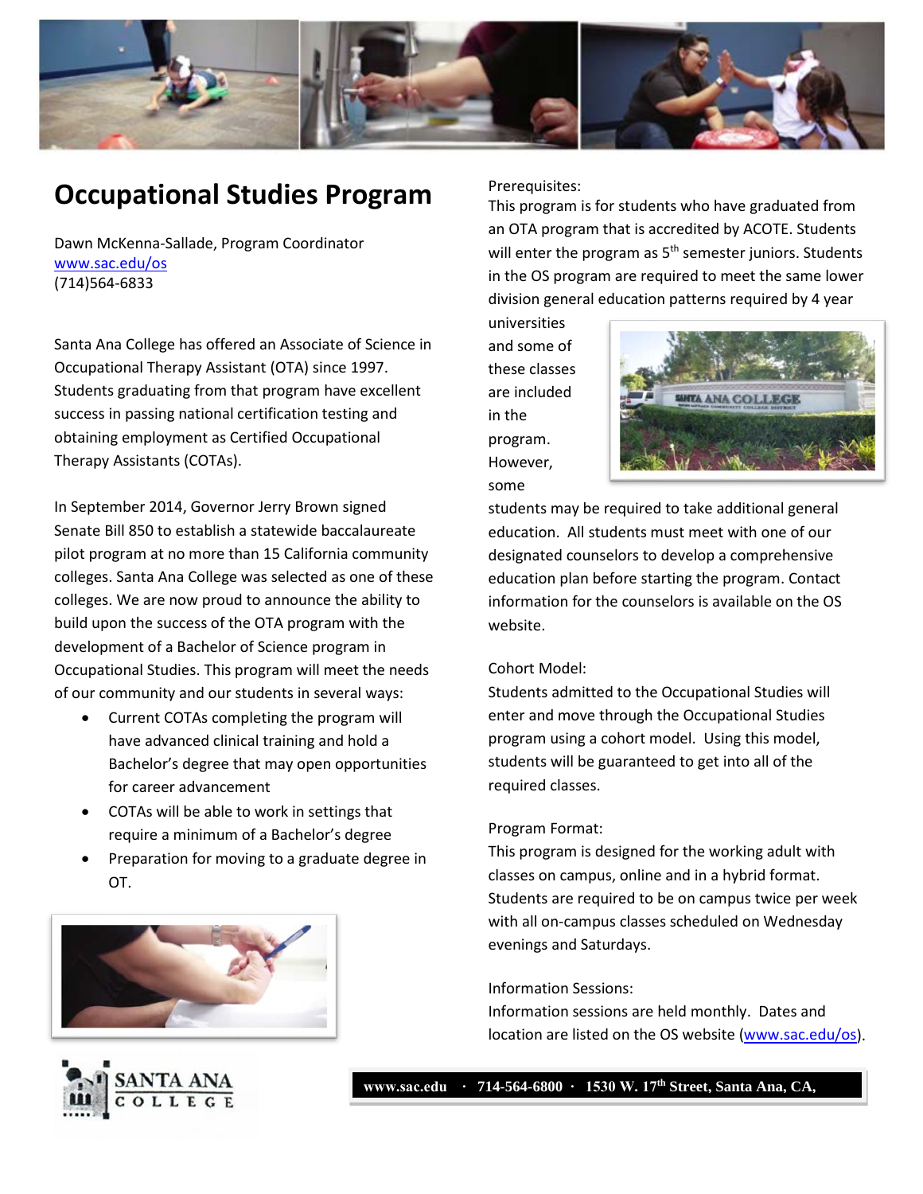# Occupational Studies Program

Dawn McKenna-Sallade, Program Coordinator
[www.sac.edu/os](www.sac.edu/os)
(714)564-6833

Santa Ana College has offered an Associate of Science in Occupational Therapy Assistant (OTA) since 1997. Students graduating from that program have excellent success in passing national certification testing and obtaining employment as Certified Occupational Therapy Assistants (COTAs).

In September 2014, Governor Jerry Brown signed Senate Bill 850 to establish a statewide baccalaureate pilot program at no more than 15 California community colleges. Santa Ana College was selected as one of these colleges. We are now proud to announce the ability to build upon the success of the OTA program with the development of a Bachelor of Science program in Occupational Studies. This program will meet the needs of our community and our students in several ways:

- Current COTAs completing the program will have advanced clinical training and hold a Bachelor's degree that may open opportunities for career advancement
- COTAs will be able to work in settings that require a minimum of a Bachelor's degree
- Preparation for moving to a graduate degree in OT.

Prerequisites:
This program is for students who have graduated from an OTA program that is accredited by ACOTE. Students will enter the program as 5th semester juniors. Students in the OS program are required to meet the same lower division general education patterns required by 4 year universities and some of these classes are included in the program. However, some students may be required to take additional general education. All students must meet with one of our designated counselors to develop a comprehensive education plan before starting the program. Contact information for the counselors is available on the OS website.

Cohort Model:
Students admitted to the Occupational Studies will enter and move through the Occupational Studies program using a cohort model. Using this model, students will be guaranteed to get into all of the required classes.

Program Format:
This program is designed for the working adult with classes on campus, online and in a hybrid format. Students are required to be on campus twice per week with all on-campus classes scheduled on Wednesday evenings and Saturdays.

Information Sessions:
Information sessions are held monthly. Dates and location are listed on the OS website ([www.sac.edu/os](www.sac.edu/os)).

SANTA ANA COLLEGE

www.sac.edu · 714-564-6800 · 1530 W. 17th Street, Santa Ana, CA,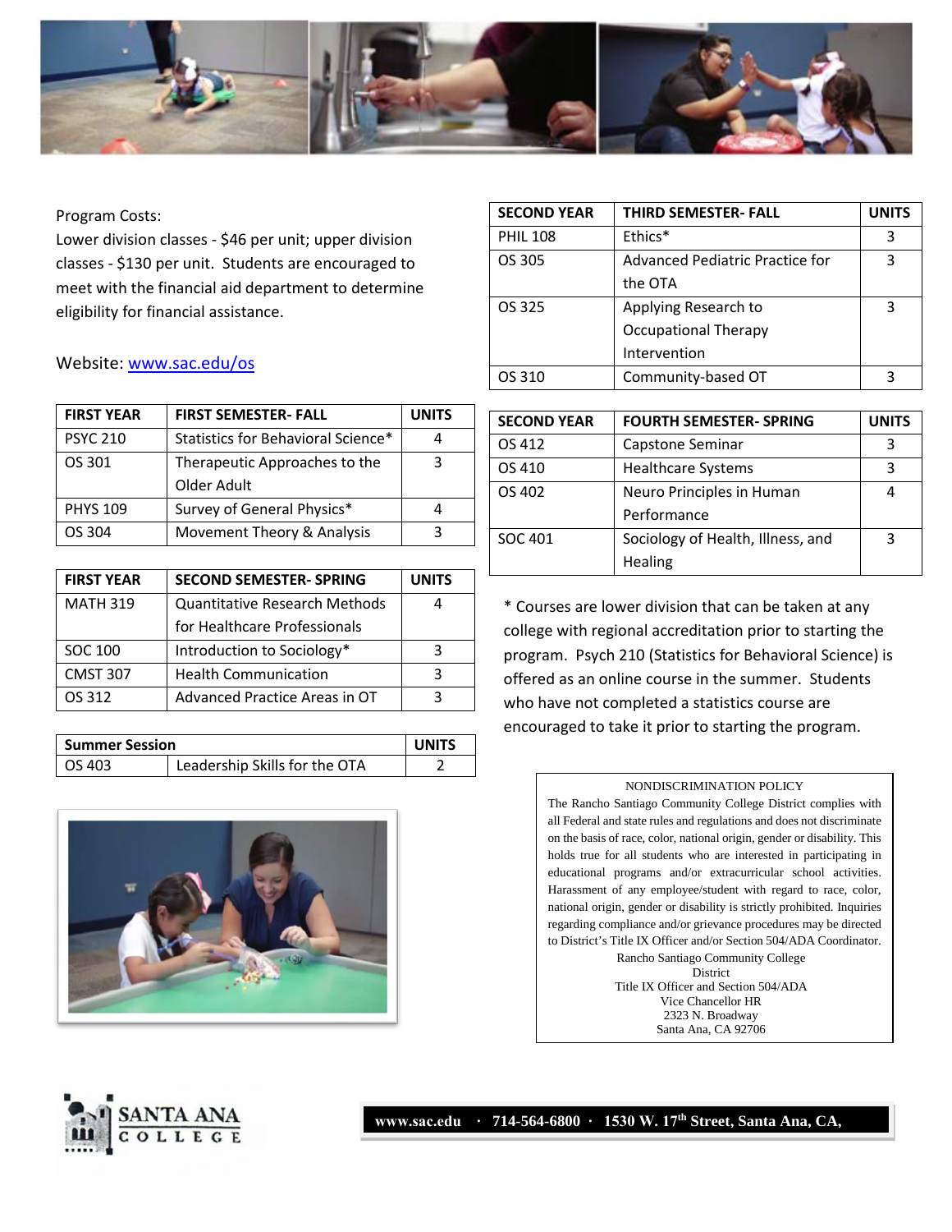Program Costs:
Lower division classes - $46 per unit; upper division classes - $130 per unit. Students are encouraged to meet with the financial aid department to determine eligibility for financial assistance.

Website: [www.sac.edu/os](http://www.sac.edu/os)

| FIRST YEAR | FIRST SEMESTER- FALL | UNITS |
|---|---|---|
| PSYC 210 | Statistics for Behavioral Science* | 4 |
| OS 301 | Therapeutic Approaches to the Older Adult | 3 |
| PHYS 109 | Survey of General Physics* | 4 |
| OS 304 | Movement Theory & Analysis | 3 |

| FIRST YEAR | SECOND SEMESTER- SPRING | UNITS |
|---|---|---|
| MATH 319 | Quantitative Research Methods for Healthcare Professionals | 4 |
| SOC 100 | Introduction to Sociology* | 3 |
| CMST 307 | Health Communication | 3 |
| OS 312 | Advanced Practice Areas in OT | 3 |

| Summer Session | | UNITS |
|---|---|---|
| OS 403 | Leadership Skills for the OTA | 2 |

| SECOND YEAR | THIRD SEMESTER- FALL | UNITS |
|---|---|---|
| PHIL 108 | Ethics* | 3 |
| OS 305 | Advanced Pediatric Practice for the OTA | 3 |
| OS 325 | Applying Research to Occupational Therapy Intervention | 3 |
| OS 310 | Community-based OT | 3 |

| SECOND YEAR | FOURTH SEMESTER- SPRING | UNITS |
|---|---|---|
| OS 412 | Capstone Seminar | 3 |
| OS 410 | Healthcare Systems | 3 |
| OS 402 | Neuro Principles in Human Performance | 4 |
| SOC 401 | Sociology of Health, Illness, and Healing | 3 |

* Courses are lower division that can be taken at any college with regional accreditation prior to starting the program. Psych 210 (Statistics for Behavioral Science) is offered as an online course in the summer. Students who have not completed a statistics course are encouraged to take it prior to starting the program.

NONDISCRIMINATION POLICY

The Rancho Santiago Community College District complies with all Federal and state rules and regulations and does not discriminate on the basis of race, color, national origin, gender or disability. This holds true for all students who are interested in participating in educational programs and/or extracurricular school activities. Harassment of any employee/student with regard to race, color, national origin, gender or disability is strictly prohibited. Inquiries regarding compliance and/or grievance procedures may be directed to District's Title IX Officer and/or Section 504/ADA Coordinator.

Rancho Santiago Community College District
Title IX Officer and Section 504/ADA
Vice Chancellor HR
2323 N. Broadway
Santa Ana, CA 92706

SANTA ANA COLLEGE

**www.sac.edu · 714-564-6800 · 1530 W. 17th Street, Santa Ana, CA,**